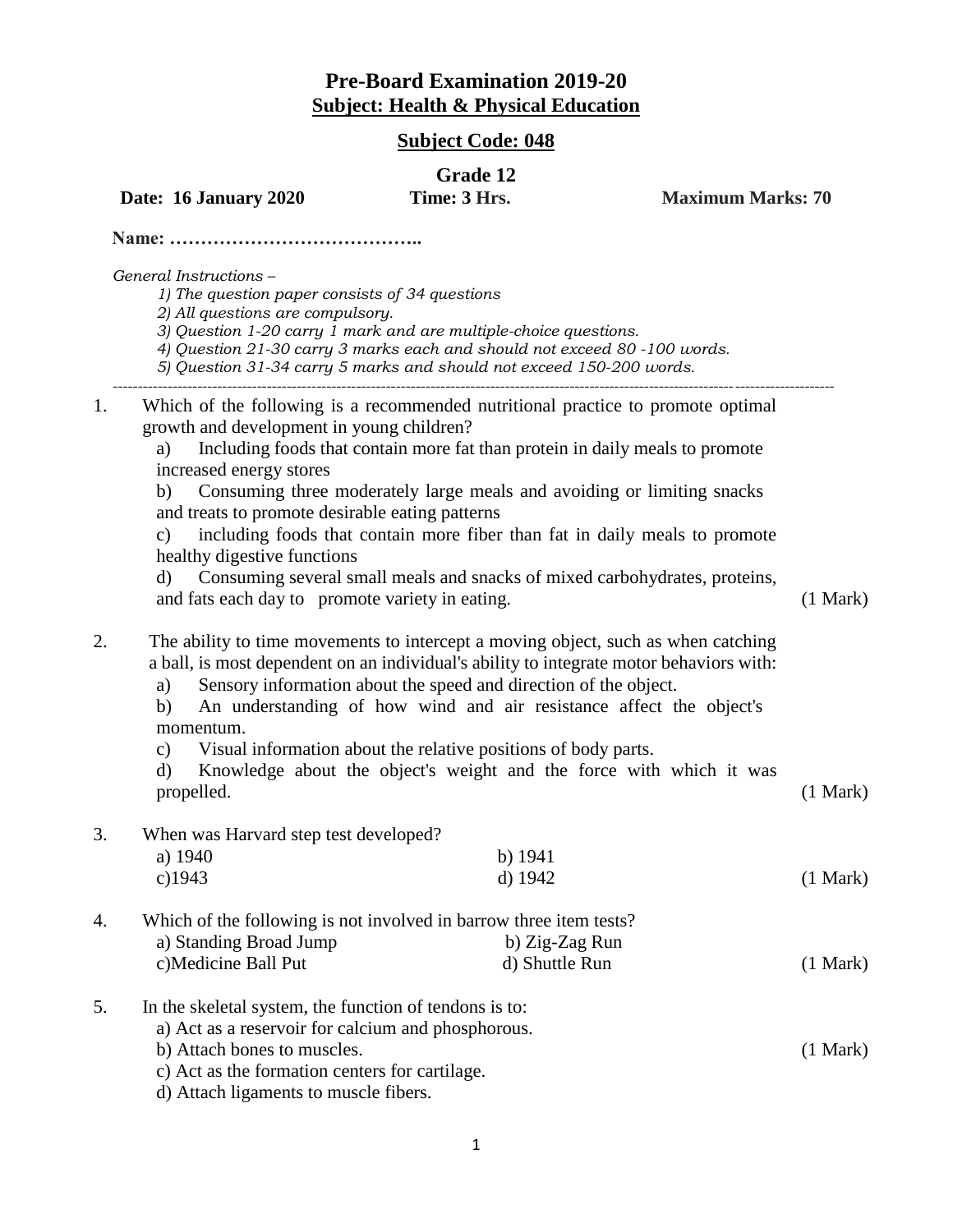# Pre-Board Examination 2019-20

## Subject: Health & Physical Education

### Subject Code: 048

**Grade 12**

**Date: 16 January 2020** **Time: 3 Hrs.** **Maximum Marks: 70**

**Name: …………………………………..**

*General Instructions –*

*1) The question paper consists of 34 questions*
*2) All questions are compulsory.*
*3) Question 1-20 carry 1 mark and are multiple-choice questions.*
*4) Question 21-30 carry 3 marks each and should not exceed 80 -100 words.*
*5) Question 31-34 carry 5 marks and should not exceed 150-200 words.*

---

1. Which of the following is a recommended nutritional practice to promote optimal growth and development in young children?
   a) Including foods that contain more fat than protein in daily meals to promote increased energy stores
   b) Consuming three moderately large meals and avoiding or limiting snacks and treats to promote desirable eating patterns
   c) including foods that contain more fiber than fat in daily meals to promote healthy digestive functions
   d) Consuming several small meals and snacks of mixed carbohydrates, proteins, and fats each day to promote variety in eating. (1 Mark)

2. The ability to time movements to intercept a moving object, such as when catching a ball, is most dependent on an individual's ability to integrate motor behaviors with:
   a) Sensory information about the speed and direction of the object.
   b) An understanding of how wind and air resistance affect the object's momentum.
   c) Visual information about the relative positions of body parts.
   d) Knowledge about the object's weight and the force with which it was propelled. (1 Mark)

3. When was Harvard step test developed?
   a) 1940 b) 1941
   c)1943 d) 1942 (1 Mark)

4. Which of the following is not involved in barrow three item tests?
   a) Standing Broad Jump b) Zig-Zag Run
   c)Medicine Ball Put d) Shuttle Run (1 Mark)

5. In the skeletal system, the function of tendons is to:
   a) Act as a reservoir for calcium and phosphorous.
   b) Attach bones to muscles. (1 Mark)
   c) Act as the formation centers for cartilage.
   d) Attach ligaments to muscle fibers.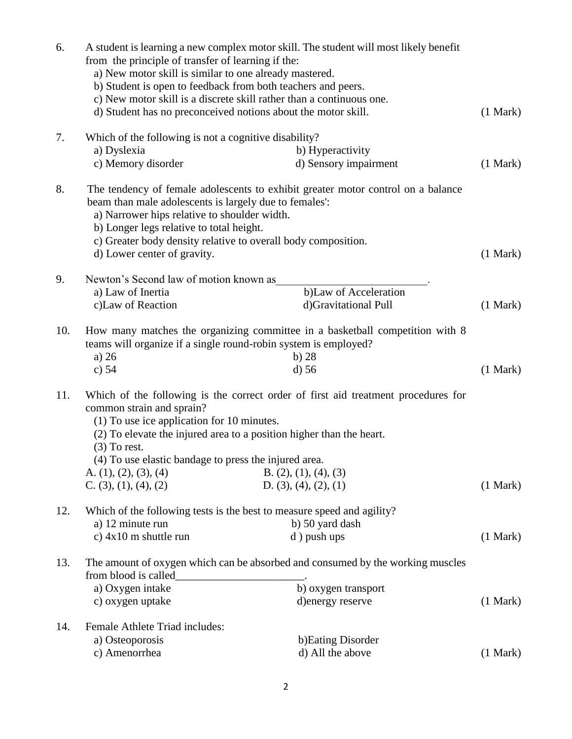6. A student is learning a new complex motor skill. The student will most likely benefit from the principle of transfer of learning if the:
   a) New motor skill is similar to one already mastered.
   b) Student is open to feedback from both teachers and peers.
   c) New motor skill is a discrete skill rather than a continuous one.
   d) Student has no preconceived notions about the motor skill. (1 Mark)

7. Which of the following is not a cognitive disability?
   a) Dyslexia b) Hyperactivity
   c) Memory disorder d) Sensory impairment (1 Mark)

8. The tendency of female adolescents to exhibit greater motor control on a balance beam than male adolescents is largely due to females':
   a) Narrower hips relative to shoulder width.
   b) Longer legs relative to total height.
   c) Greater body density relative to overall body composition.
   d) Lower center of gravity. (1 Mark)

9. Newton's Second law of motion known as___________________________.
   a) Law of Inertia b)Law of Acceleration
   c)Law of Reaction d)Gravitational Pull (1 Mark)

10. How many matches the organizing committee in a basketball competition with 8 teams will organize if a single round-robin system is employed?
    a) 26 b) 28
    c) 54 d) 56 (1 Mark)

11. Which of the following is the correct order of first aid treatment procedures for common strain and sprain?
    (1) To use ice application for 10 minutes.
    (2) To elevate the injured area to a position higher than the heart.
    (3) To rest.
    (4) To use elastic bandage to press the injured area.
    A. (1), (2), (3), (4) B. (2), (1), (4), (3)
    C. (3), (1), (4), (2) D. (3), (4), (2), (1) (1 Mark)

12. Which of the following tests is the best to measure speed and agility?
    a) 12 minute run b) 50 yard dash
    c) 4x10 m shuttle run d ) push ups (1 Mark)

13. The amount of oxygen which can be absorbed and consumed by the working muscles from blood is called_______________________.
    a) Oxygen intake b) oxygen transport
    c) oxygen uptake d)energy reserve (1 Mark)

14. Female Athlete Triad includes:
    a) Osteoporosis b)Eating Disorder
    c) Amenorrhea d) All the above (1 Mark)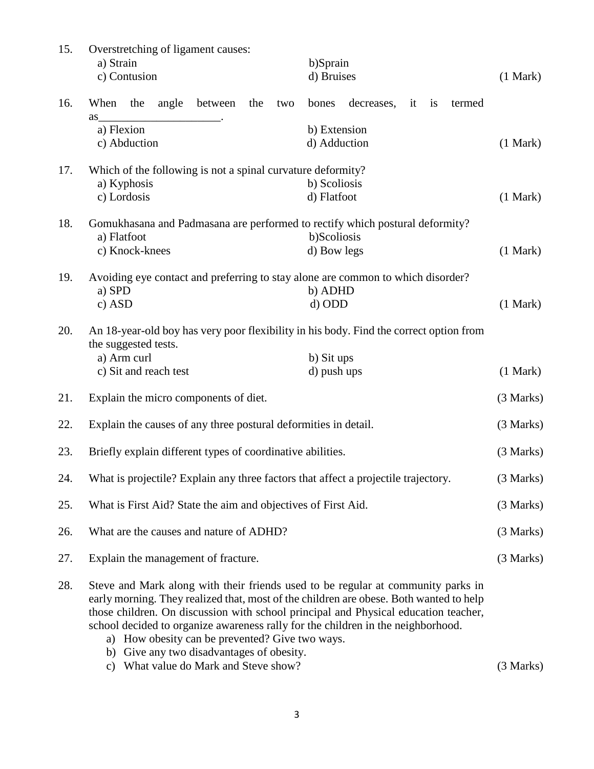15. Overstretching of ligament causes:

    a) Strain  b)Sprain
    c) Contusion  d) Bruises  (1 Mark)

16. When the angle between the two bones decreases, it is termed as____________________.

    a) Flexion  b) Extension
    c) Abduction  d) Adduction  (1 Mark)

17. Which of the following is not a spinal curvature deformity?

    a) Kyphosis  b) Scoliosis
    c) Lordosis  d) Flatfoot  (1 Mark)

18. Gomukhasana and Padmasana are performed to rectify which postural deformity?

    a) Flatfoot  b)Scoliosis
    c) Knock-knees  d) Bow legs  (1 Mark)

19. Avoiding eye contact and preferring to stay alone are common to which disorder?

    a) SPD  b) ADHD
    c) ASD  d) ODD  (1 Mark)

20. An 18-year-old boy has very poor flexibility in his body. Find the correct option from the suggested tests.

    a) Arm curl  b) Sit ups
    c) Sit and reach test  d) push ups  (1 Mark)

21. Explain the micro components of diet. (3 Marks)

22. Explain the causes of any three postural deformities in detail. (3 Marks)

23. Briefly explain different types of coordinative abilities. (3 Marks)

24. What is projectile? Explain any three factors that affect a projectile trajectory. (3 Marks)

25. What is First Aid? State the aim and objectives of First Aid. (3 Marks)

26. What are the causes and nature of ADHD? (3 Marks)

27. Explain the management of fracture. (3 Marks)

28. Steve and Mark along with their friends used to be regular at community parks in early morning. They realized that, most of the children are obese. Both wanted to help those children. On discussion with school principal and Physical education teacher, school decided to organize awareness rally for the children in the neighborhood.

    a) How obesity can be prevented? Give two ways.
    b) Give any two disadvantages of obesity.
    c) What value do Mark and Steve show? (3 Marks)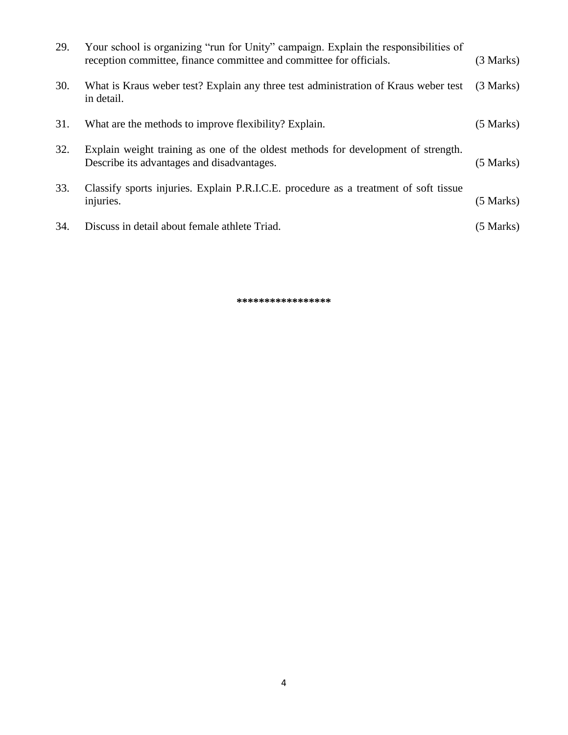29. Your school is organizing "run for Unity" campaign. Explain the responsibilities of reception committee, finance committee and committee for officials. (3 Marks)

30. What is Kraus weber test? Explain any three test administration of Kraus weber test in detail. (3 Marks)

31. What are the methods to improve flexibility? Explain. (5 Marks)

32. Explain weight training as one of the oldest methods for development of strength. Describe its advantages and disadvantages. (5 Marks)

33. Classify sports injuries. Explain P.R.I.C.E. procedure as a treatment of soft tissue injuries. (5 Marks)

34. Discuss in detail about female athlete Triad. (5 Marks)

****************